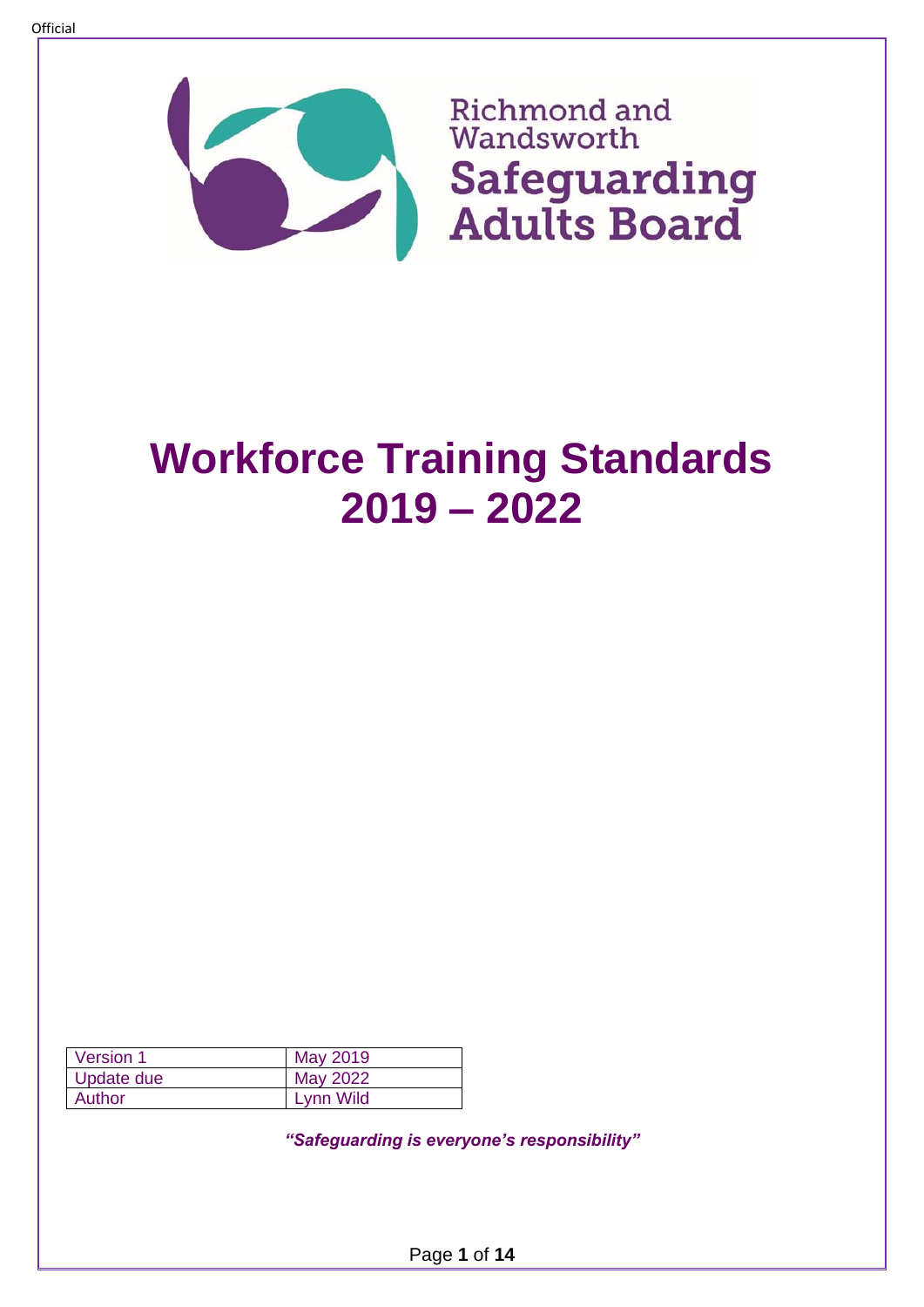Richmond and Wandsworth

**Safeguarding Adults Board**

# Workforce Training Standards 2019 – 2022

| Version 1 | May 2019 |
|---|---|
| Update due | May 2022 |
| Author | Lynn Wild |

***"Safeguarding is everyone's responsibility"***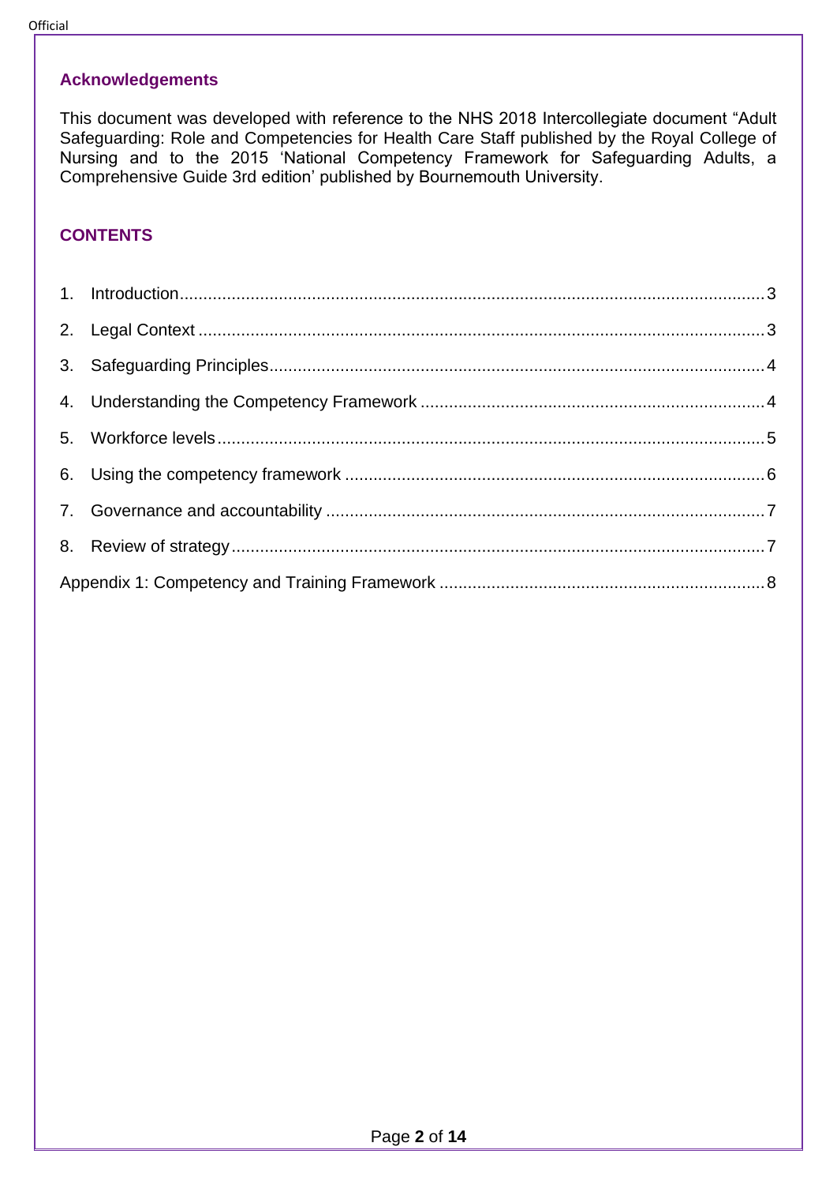## Acknowledgements

This document was developed with reference to the NHS 2018 Intercollegiate document "Adult Safeguarding: Role and Competencies for Health Care Staff published by the Royal College of Nursing and to the 2015 'National Competency Framework for Safeguarding Adults, a Comprehensive Guide 3rd edition' published by Bournemouth University.

## CONTENTS

1. Introduction ........ 3
2. Legal Context ........ 3
3. Safeguarding Principles ........ 4
4. Understanding the Competency Framework ........ 4
5. Workforce levels ........ 5
6. Using the competency framework ........ 6
7. Governance and accountability ........ 7
8. Review of strategy ........ 7

Appendix 1: Competency and Training Framework ........ 8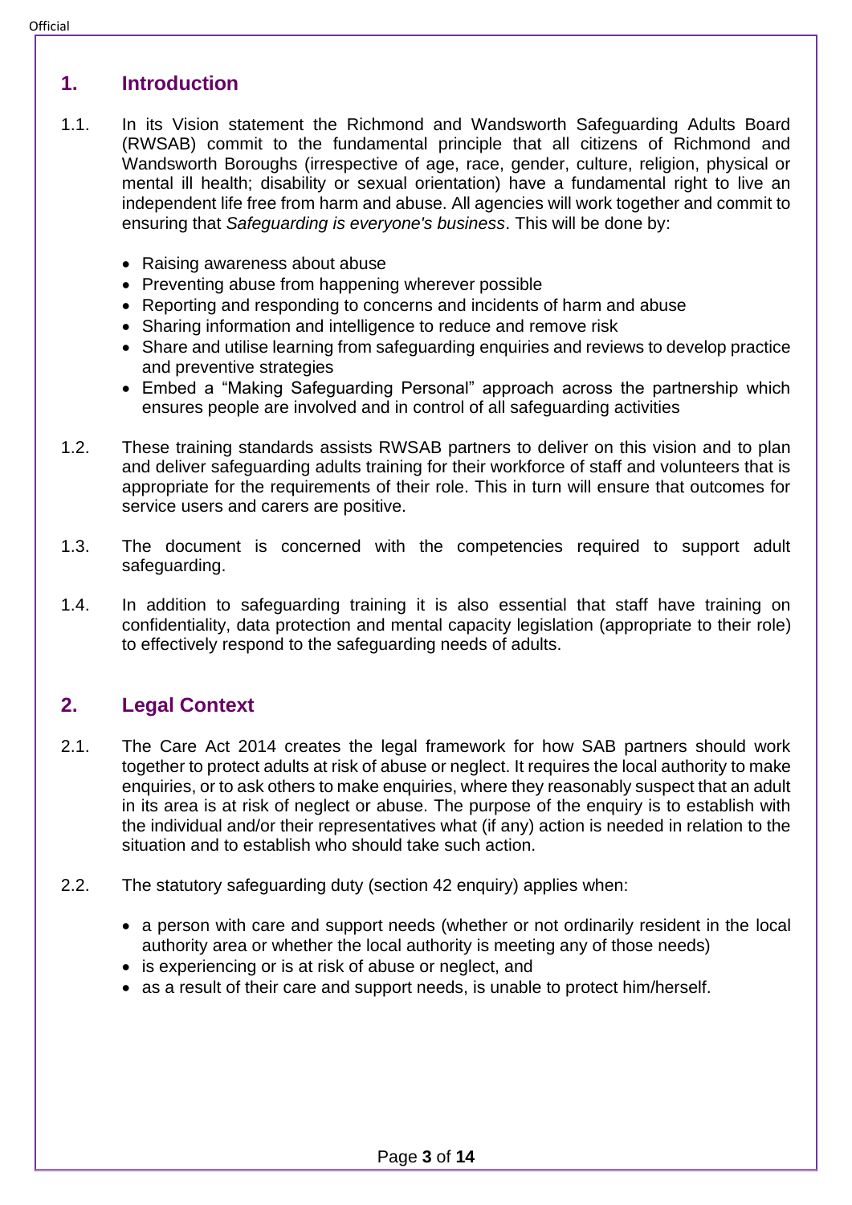## 1. Introduction

1.1. In its Vision statement the Richmond and Wandsworth Safeguarding Adults Board (RWSAB) commit to the fundamental principle that all citizens of Richmond and Wandsworth Boroughs (irrespective of age, race, gender, culture, religion, physical or mental ill health; disability or sexual orientation) have a fundamental right to live an independent life free from harm and abuse. All agencies will work together and commit to ensuring that *Safeguarding is everyone's business*. This will be done by:

- Raising awareness about abuse
- Preventing abuse from happening wherever possible
- Reporting and responding to concerns and incidents of harm and abuse
- Sharing information and intelligence to reduce and remove risk
- Share and utilise learning from safeguarding enquiries and reviews to develop practice and preventive strategies
- Embed a “Making Safeguarding Personal” approach across the partnership which ensures people are involved and in control of all safeguarding activities

1.2. These training standards assists RWSAB partners to deliver on this vision and to plan and deliver safeguarding adults training for their workforce of staff and volunteers that is appropriate for the requirements of their role. This in turn will ensure that outcomes for service users and carers are positive.

1.3. The document is concerned with the competencies required to support adult safeguarding.

1.4. In addition to safeguarding training it is also essential that staff have training on confidentiality, data protection and mental capacity legislation (appropriate to their role) to effectively respond to the safeguarding needs of adults.

## 2. Legal Context

2.1. The Care Act 2014 creates the legal framework for how SAB partners should work together to protect adults at risk of abuse or neglect. It requires the local authority to make enquiries, or to ask others to make enquiries, where they reasonably suspect that an adult in its area is at risk of neglect or abuse. The purpose of the enquiry is to establish with the individual and/or their representatives what (if any) action is needed in relation to the situation and to establish who should take such action.

2.2. The statutory safeguarding duty (section 42 enquiry) applies when:

- a person with care and support needs (whether or not ordinarily resident in the local authority area or whether the local authority is meeting any of those needs)
- is experiencing or is at risk of abuse or neglect, and
- as a result of their care and support needs, is unable to protect him/herself.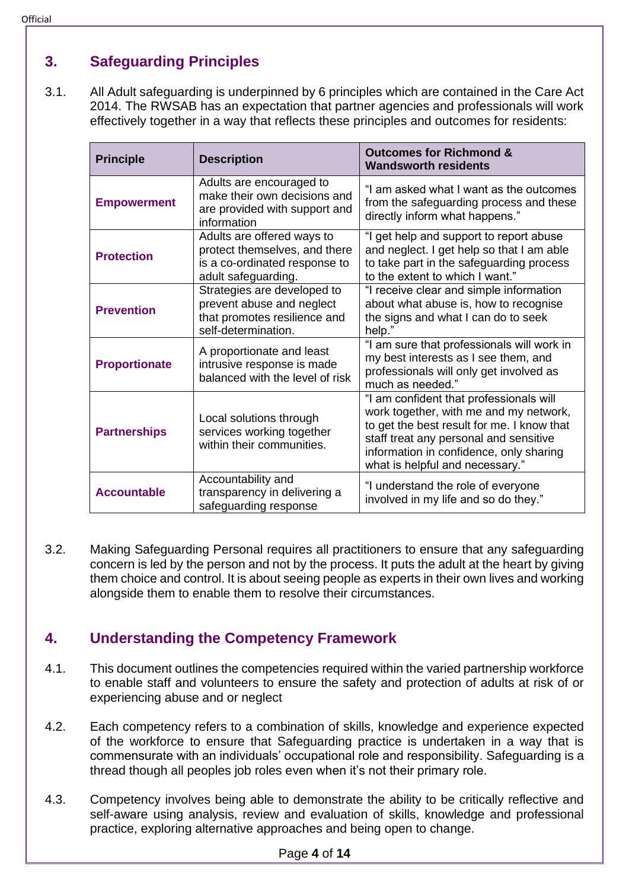## 3. Safeguarding Principles

3.1. All Adult safeguarding is underpinned by 6 principles which are contained in the Care Act 2014. The RWSAB has an expectation that partner agencies and professionals will work effectively together in a way that reflects these principles and outcomes for residents:

| Principle | Description | Outcomes for Richmond & Wandsworth residents |
|---|---|---|
| **Empowerment** | Adults are encouraged to make their own decisions and are provided with support and information | "I am asked what I want as the outcomes from the safeguarding process and these directly inform what happens." |
| **Protection** | Adults are offered ways to protect themselves, and there is a co-ordinated response to adult safeguarding. | "I get help and support to report abuse and neglect. I get help so that I am able to take part in the safeguarding process to the extent to which I want." |
| **Prevention** | Strategies are developed to prevent abuse and neglect that promotes resilience and self-determination. | "I receive clear and simple information about what abuse is, how to recognise the signs and what I can do to seek help." |
| **Proportionate** | A proportionate and least intrusive response is made balanced with the level of risk | "I am sure that professionals will work in my best interests as I see them, and professionals will only get involved as much as needed." |
| **Partnerships** | Local solutions through services working together within their communities. | "I am confident that professionals will work together, with me and my network, to get the best result for me. I know that staff treat any personal and sensitive information in confidence, only sharing what is helpful and necessary." |
| **Accountable** | Accountability and transparency in delivering a safeguarding response | "I understand the role of everyone involved in my life and so do they." |

3.2. Making Safeguarding Personal requires all practitioners to ensure that any safeguarding concern is led by the person and not by the process. It puts the adult at the heart by giving them choice and control. It is about seeing people as experts in their own lives and working alongside them to enable them to resolve their circumstances.

## 4. Understanding the Competency Framework

4.1. This document outlines the competencies required within the varied partnership workforce to enable staff and volunteers to ensure the safety and protection of adults at risk of or experiencing abuse and or neglect

4.2. Each competency refers to a combination of skills, knowledge and experience expected of the workforce to ensure that Safeguarding practice is undertaken in a way that is commensurate with an individuals' occupational role and responsibility. Safeguarding is a thread though all peoples job roles even when it's not their primary role.

4.3. Competency involves being able to demonstrate the ability to be critically reflective and self-aware using analysis, review and evaluation of skills, knowledge and professional practice, exploring alternative approaches and being open to change.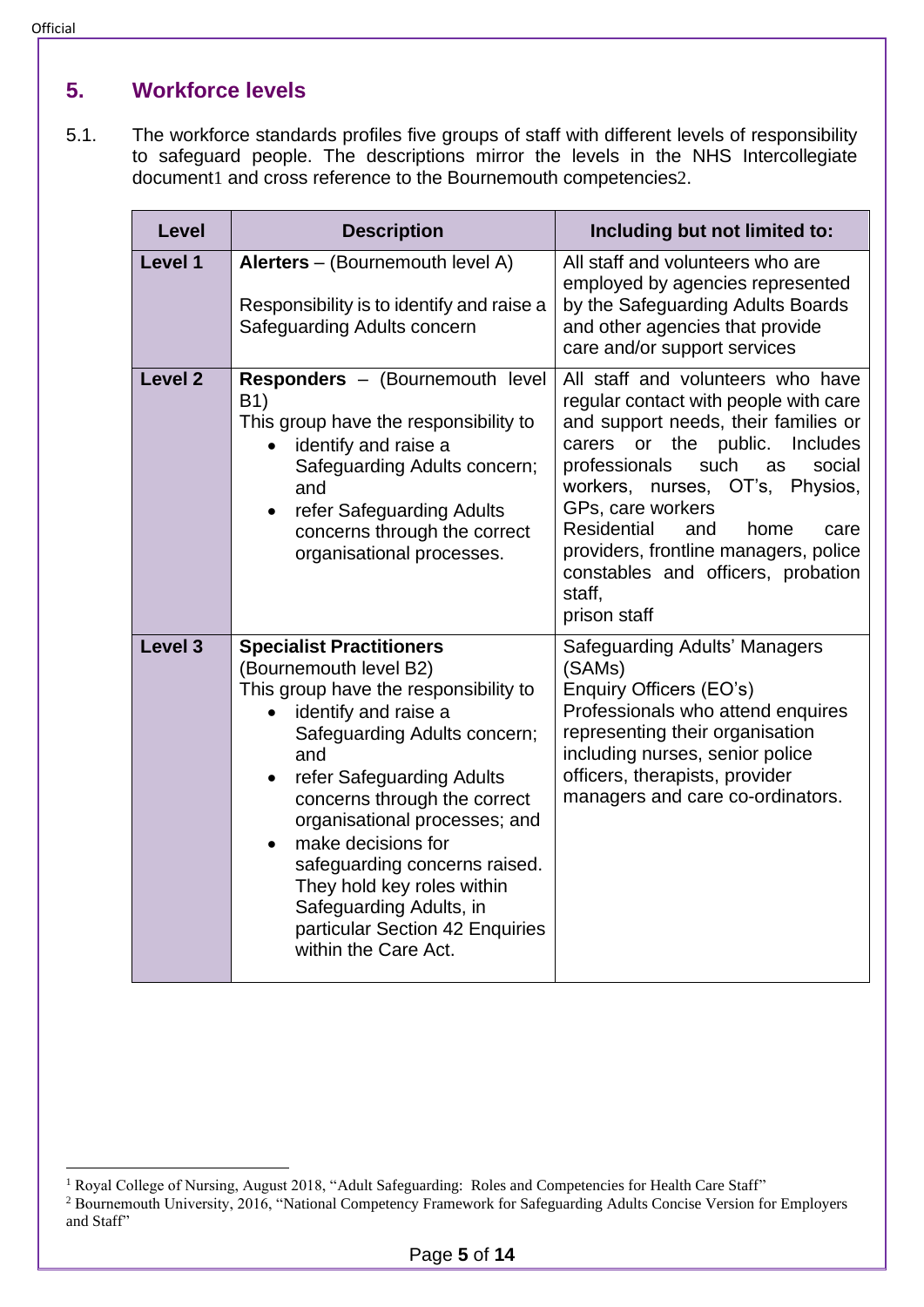## 5. Workforce levels

5.1. The workforce standards profiles five groups of staff with different levels of responsibility to safeguard people. The descriptions mirror the levels in the NHS Intercollegiate document[1] and cross reference to the Bournemouth competencies[2].

| Level | Description | Including but not limited to: |
|---|---|---|
| **Level 1** | **Alerters** – (Bournemouth level A)<br><br>Responsibility is to identify and raise a Safeguarding Adults concern | All staff and volunteers who are employed by agencies represented by the Safeguarding Adults Boards and other agencies that provide care and/or support services |
| **Level 2** | **Responders** – (Bournemouth level B1)<br>This group have the responsibility to<br>• identify and raise a Safeguarding Adults concern; and<br>• refer Safeguarding Adults concerns through the correct organisational processes. | All staff and volunteers who have regular contact with people with care and support needs, their families or carers or the public. Includes professionals such as social workers, nurses, OT's, Physios, GPs, care workers<br>Residential and home care providers, frontline managers, police constables and officers, probation staff,<br>prison staff |
| **Level 3** | **Specialist Practitioners** (Bournemouth level B2)<br>This group have the responsibility to<br>• identify and raise a Safeguarding Adults concern; and<br>• refer Safeguarding Adults concerns through the correct organisational processes; and<br>• make decisions for safeguarding concerns raised. They hold key roles within Safeguarding Adults, in particular Section 42 Enquiries within the Care Act. | Safeguarding Adults' Managers (SAMs)<br>Enquiry Officers (EO's)<br>Professionals who attend enquires representing their organisation including nurses, senior police officers, therapists, provider managers and care co-ordinators. |

[1] Royal College of Nursing, August 2018, "Adult Safeguarding: Roles and Competencies for Health Care Staff"

[2] Bournemouth University, 2016, "National Competency Framework for Safeguarding Adults Concise Version for Employers and Staff"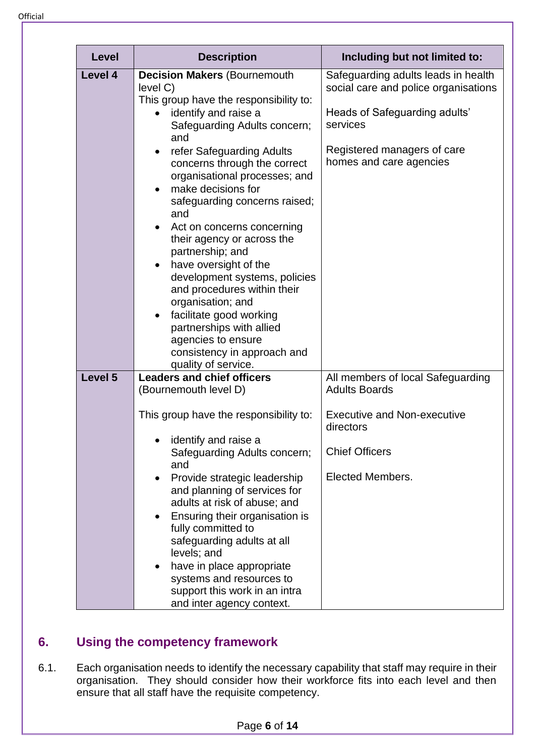| Level | Description | Including but not limited to: |
|---|---|---|
| **Level 4** | **Decision Makers** (Bournemouth level C)<br>This group have the responsibility to:<br>• identify and raise a Safeguarding Adults concern; and<br>• refer Safeguarding Adults concerns through the correct organisational processes; and<br>• make decisions for safeguarding concerns raised; and<br>• Act on concerns concerning their agency or across the partnership; and<br>• have oversight of the development systems, policies and procedures within their organisation; and<br>• facilitate good working partnerships with allied agencies to ensure consistency in approach and quality of service. | Safeguarding adults leads in health social care and police organisations<br><br>Heads of Safeguarding adults' services<br><br>Registered managers of care homes and care agencies |
| **Level 5** | **Leaders and chief officers** (Bournemouth level D)<br><br>This group have the responsibility to:<br><br>• identify and raise a Safeguarding Adults concern; and<br>• Provide strategic leadership and planning of services for adults at risk of abuse; and<br>• Ensuring their organisation is fully committed to safeguarding adults at all levels; and<br>• have in place appropriate systems and resources to support this work in an intra and inter agency context. | All members of local Safeguarding Adults Boards<br><br>Executive and Non-executive directors<br><br>Chief Officers<br><br>Elected Members. |

## 6. Using the competency framework

6.1. Each organisation needs to identify the necessary capability that staff may require in their organisation. They should consider how their workforce fits into each level and then ensure that all staff have the requisite competency.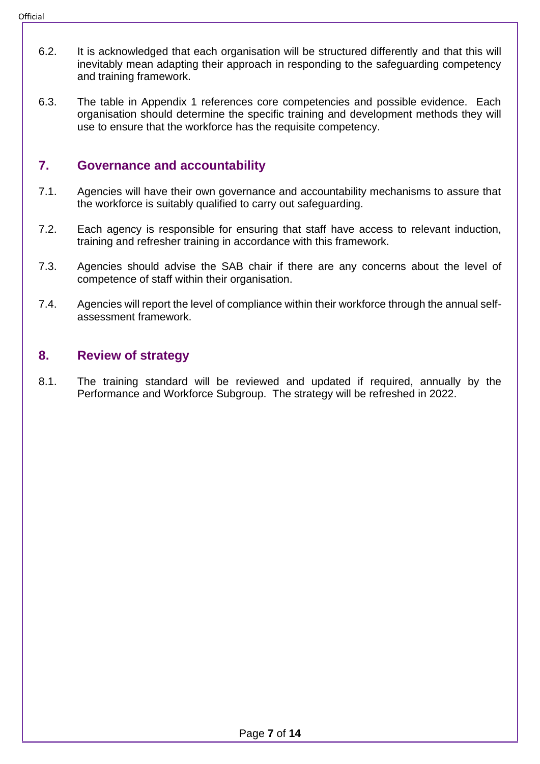6.2. It is acknowledged that each organisation will be structured differently and that this will inevitably mean adapting their approach in responding to the safeguarding competency and training framework.

6.3. The table in Appendix 1 references core competencies and possible evidence. Each organisation should determine the specific training and development methods they will use to ensure that the workforce has the requisite competency.

## 7. Governance and accountability

7.1. Agencies will have their own governance and accountability mechanisms to assure that the workforce is suitably qualified to carry out safeguarding.

7.2. Each agency is responsible for ensuring that staff have access to relevant induction, training and refresher training in accordance with this framework.

7.3. Agencies should advise the SAB chair if there are any concerns about the level of competence of staff within their organisation.

7.4. Agencies will report the level of compliance within their workforce through the annual self-assessment framework.

## 8. Review of strategy

8.1. The training standard will be reviewed and updated if required, annually by the Performance and Workforce Subgroup. The strategy will be refreshed in 2022.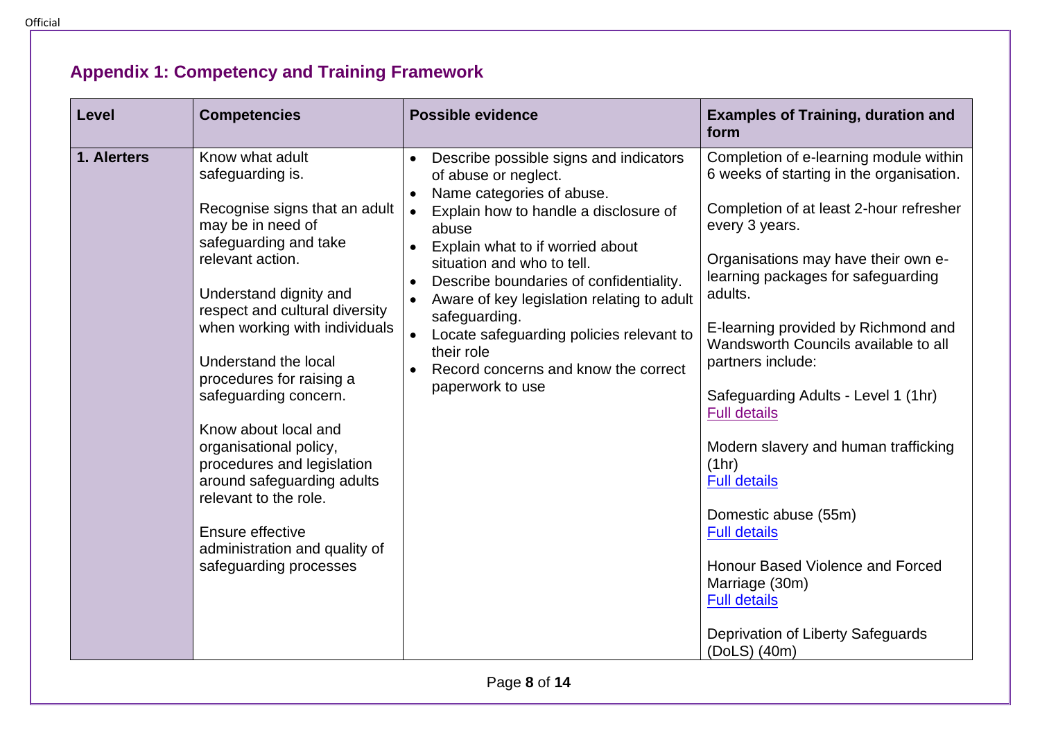## Appendix 1: Competency and Training Framework

| Level | Competencies | Possible evidence | Examples of Training, duration and form |
| --- | --- | --- | --- |
| **1. Alerters** | Know what adult safeguarding is.<br><br>Recognise signs that an adult may be in need of safeguarding and take relevant action.<br><br>Understand dignity and respect and cultural diversity when working with individuals<br><br>Understand the local procedures for raising a safeguarding concern.<br><br>Know about local and organisational policy, procedures and legislation around safeguarding adults relevant to the role.<br><br>Ensure effective administration and quality of safeguarding processes | • Describe possible signs and indicators of abuse or neglect.<br>• Name categories of abuse.<br>• Explain how to handle a disclosure of abuse<br>• Explain what to if worried about situation and who to tell.<br>• Describe boundaries of confidentiality.<br>• Aware of key legislation relating to adult safeguarding.<br>• Locate safeguarding policies relevant to their role<br>• Record concerns and know the correct paperwork to use | Completion of e-learning module within 6 weeks of starting in the organisation.<br><br>Completion of at least 2-hour refresher every 3 years.<br><br>Organisations may have their own e-learning packages for safeguarding adults.<br><br>E-learning provided by Richmond and Wandsworth Councils available to all partners include:<br><br>Safeguarding Adults - Level 1 (1hr)<br>Full details<br><br>Modern slavery and human trafficking (1hr)<br>Full details<br><br>Domestic abuse (55m)<br>Full details<br><br>Honour Based Violence and Forced Marriage (30m)<br>Full details<br><br>Deprivation of Liberty Safeguards (DoLS) (40m) |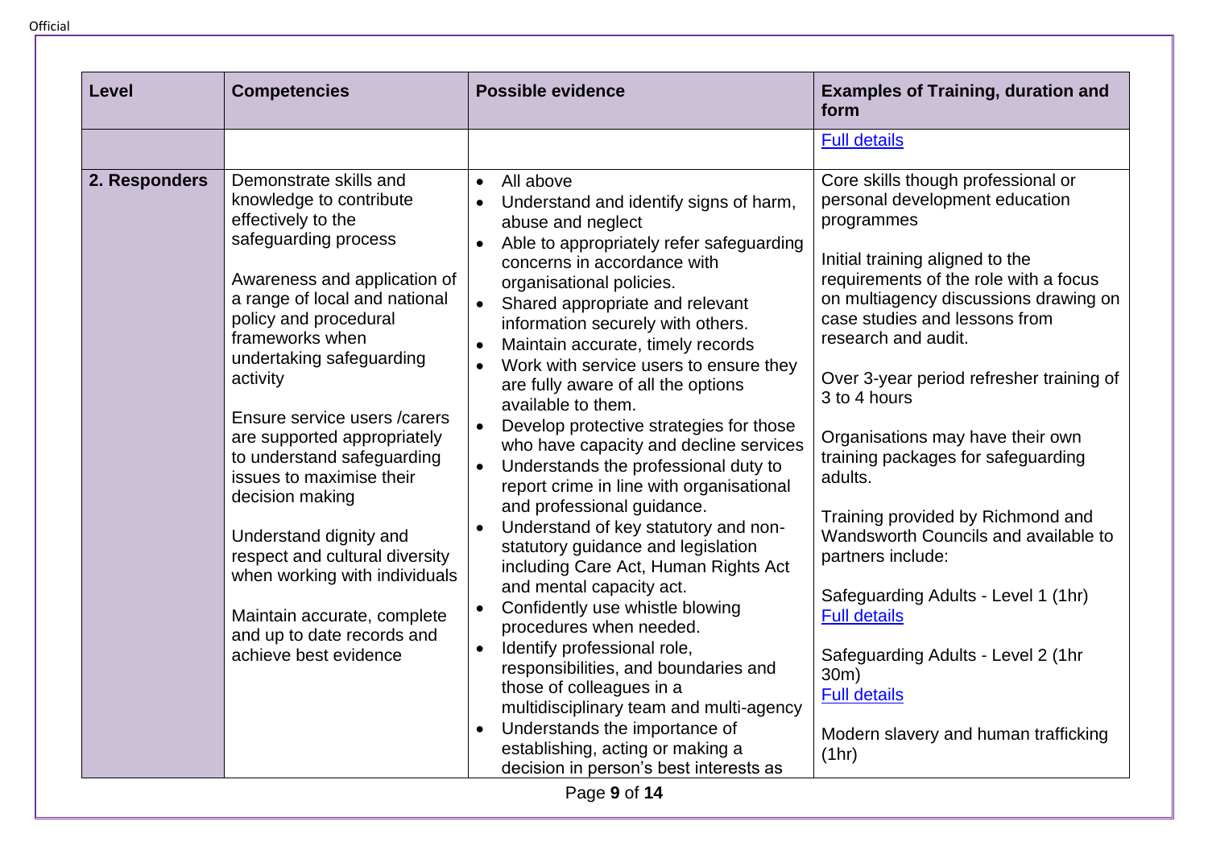| Level | Competencies | Possible evidence | Examples of Training, duration and form |
|---|---|---|---|
| | | | Full details |
| **2. Responders** | Demonstrate skills and knowledge to contribute effectively to the safeguarding process<br><br>Awareness and application of a range of local and national policy and procedural frameworks when undertaking safeguarding activity<br><br>Ensure service users /carers are supported appropriately to understand safeguarding issues to maximise their decision making<br><br>Understand dignity and respect and cultural diversity when working with individuals<br><br>Maintain accurate, complete and up to date records and achieve best evidence | • All above<br>• Understand and identify signs of harm, abuse and neglect<br>• Able to appropriately refer safeguarding concerns in accordance with organisational policies.<br>• Shared appropriate and relevant information securely with others.<br>• Maintain accurate, timely records<br>• Work with service users to ensure they are fully aware of all the options available to them.<br>• Develop protective strategies for those who have capacity and decline services<br>• Understands the professional duty to report crime in line with organisational and professional guidance.<br>• Understand of key statutory and non-statutory guidance and legislation including Care Act, Human Rights Act and mental capacity act.<br>• Confidently use whistle blowing procedures when needed.<br>• Identify professional role, responsibilities, and boundaries and those of colleagues in a multidisciplinary team and multi-agency<br>• Understands the importance of establishing, acting or making a decision in person's best interests as | Core skills though professional or personal development education programmes<br><br>Initial training aligned to the requirements of the role with a focus on multiagency discussions drawing on case studies and lessons from research and audit.<br><br>Over 3-year period refresher training of 3 to 4 hours<br><br>Organisations may have their own training packages for safeguarding adults.<br><br>Training provided by Richmond and Wandsworth Councils and available to partners include:<br><br>Safeguarding Adults - Level 1 (1hr)<br>Full details<br><br>Safeguarding Adults - Level 2 (1hr 30m)<br>Full details<br><br>Modern slavery and human trafficking (1hr) |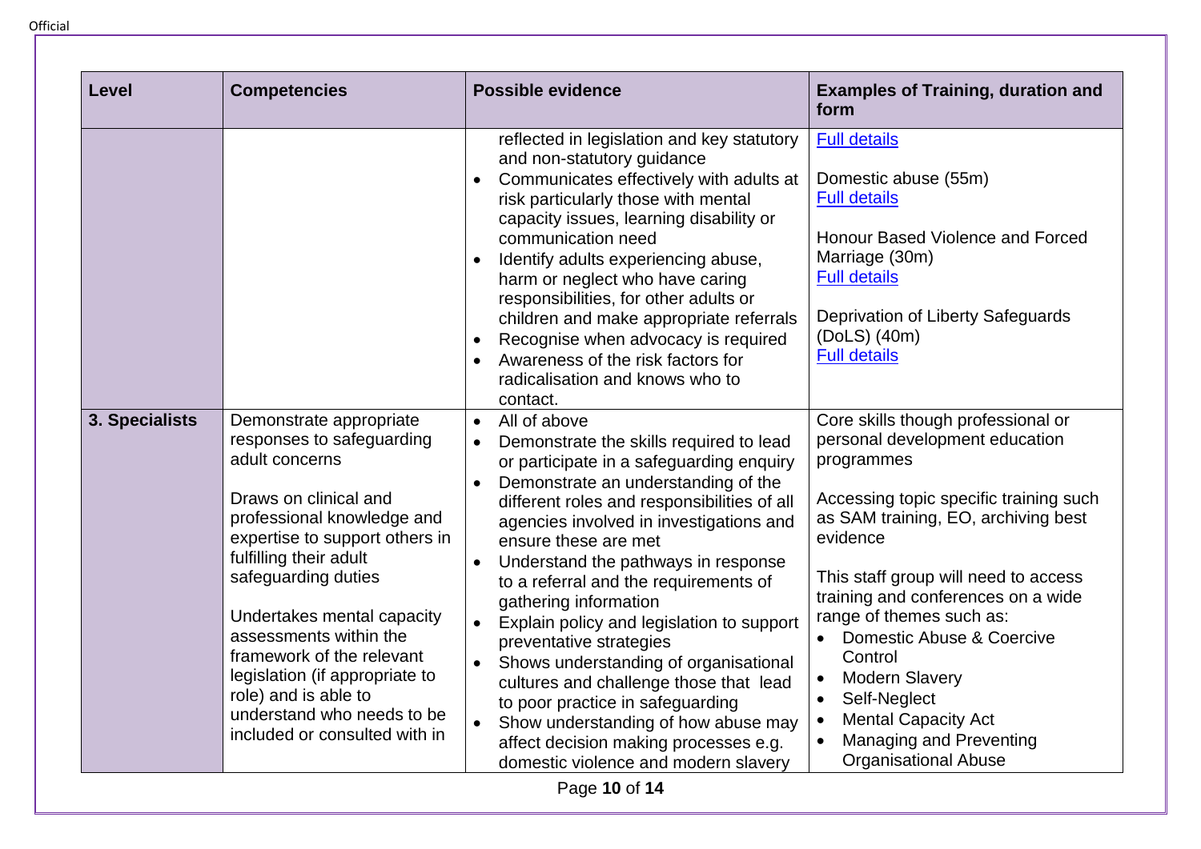| Level | Competencies | Possible evidence | Examples of Training, duration and form |
|---|---|---|---|
| | | reflected in legislation and key statutory and non-statutory guidance<br>• Communicates effectively with adults at risk particularly those with mental capacity issues, learning disability or communication need<br>• Identify adults experiencing abuse, harm or neglect who have caring responsibilities, for other adults or children and make appropriate referrals<br>• Recognise when advocacy is required<br>• Awareness of the risk factors for radicalisation and knows who to contact. | Full details<br><br>Domestic abuse (55m)<br>Full details<br><br>Honour Based Violence and Forced Marriage (30m)<br>Full details<br><br>Deprivation of Liberty Safeguards (DoLS) (40m)<br>Full details |
| **3. Specialists** | Demonstrate appropriate responses to safeguarding adult concerns<br><br>Draws on clinical and professional knowledge and expertise to support others in fulfilling their adult safeguarding duties<br><br>Undertakes mental capacity assessments within the framework of the relevant legislation (if appropriate to role) and is able to understand who needs to be included or consulted with in | • All of above<br>• Demonstrate the skills required to lead or participate in a safeguarding enquiry<br>• Demonstrate an understanding of the different roles and responsibilities of all agencies involved in investigations and ensure these are met<br>• Understand the pathways in response to a referral and the requirements of gathering information<br>• Explain policy and legislation to support preventative strategies<br>• Shows understanding of organisational cultures and challenge those that lead to poor practice in safeguarding<br>• Show understanding of how abuse may affect decision making processes e.g. domestic violence and modern slavery | Core skills though professional or personal development education programmes<br><br>Accessing topic specific training such as SAM training, EO, archiving best evidence<br><br>This staff group will need to access training and conferences on a wide range of themes such as:<br>• Domestic Abuse & Coercive Control<br>• Modern Slavery<br>• Self-Neglect<br>• Mental Capacity Act<br>• Managing and Preventing Organisational Abuse |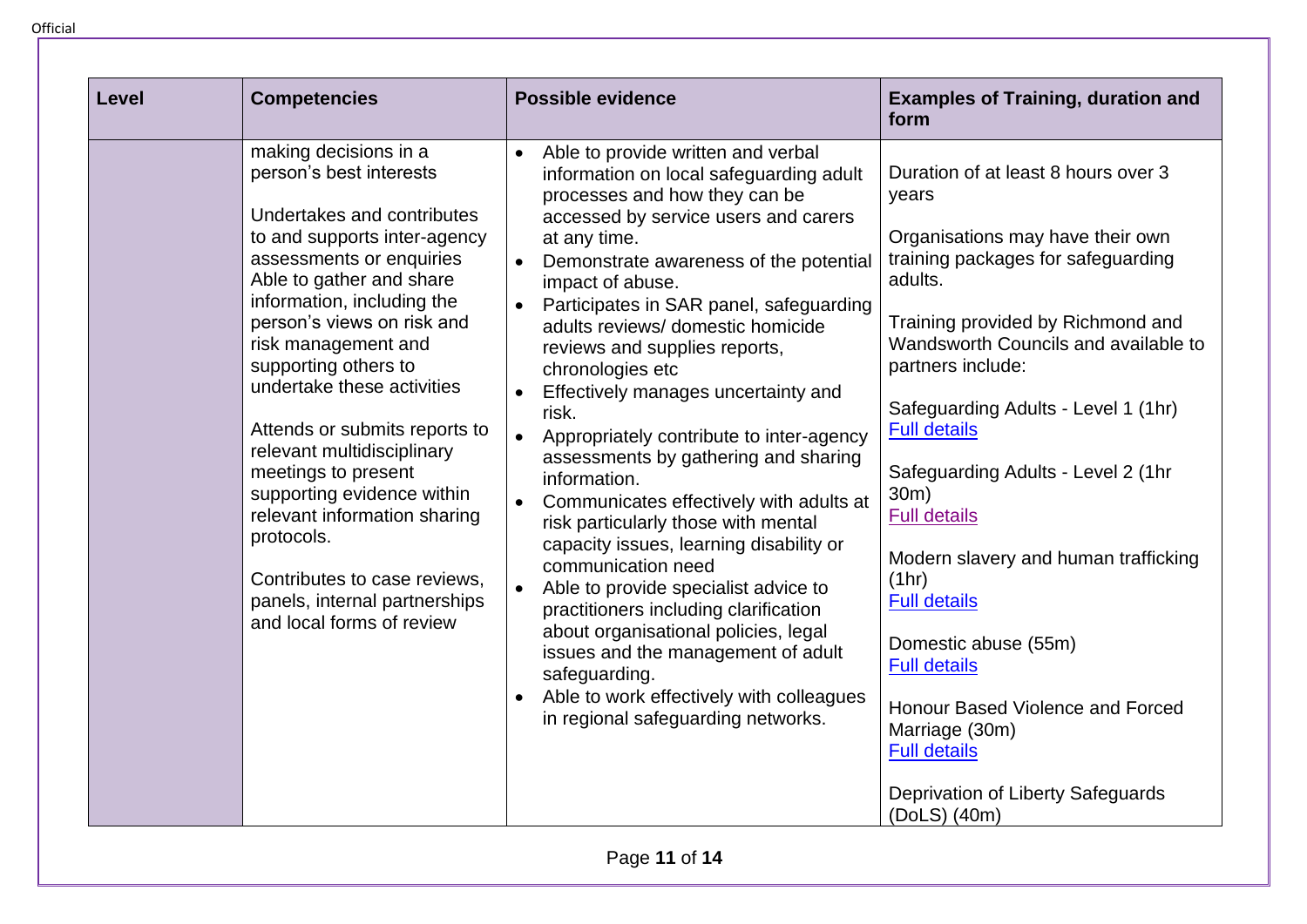| Level | Competencies | Possible evidence | Examples of Training, duration and form |
|---|---|---|---|
| | making decisions in a person's best interests<br><br>Undertakes and contributes to and supports inter-agency assessments or enquiries Able to gather and share information, including the person's views on risk and risk management and supporting others to undertake these activities<br><br>Attends or submits reports to relevant multidisciplinary meetings to present supporting evidence within relevant information sharing protocols.<br><br>Contributes to case reviews, panels, internal partnerships and local forms of review | • Able to provide written and verbal information on local safeguarding adult processes and how they can be accessed by service users and carers at any time.<br>• Demonstrate awareness of the potential impact of abuse.<br>• Participates in SAR panel, safeguarding adults reviews/ domestic homicide reviews and supplies reports, chronologies etc<br>• Effectively manages uncertainty and risk.<br>• Appropriately contribute to inter-agency assessments by gathering and sharing information.<br>• Communicates effectively with adults at risk particularly those with mental capacity issues, learning disability or communication need<br>• Able to provide specialist advice to practitioners including clarification about organisational policies, legal issues and the management of adult safeguarding.<br>• Able to work effectively with colleagues in regional safeguarding networks. | Duration of at least 8 hours over 3 years<br><br>Organisations may have their own training packages for safeguarding adults.<br><br>Training provided by Richmond and Wandsworth Councils and available to partners include:<br><br>Safeguarding Adults - Level 1 (1hr)<br>Full details<br><br>Safeguarding Adults - Level 2 (1hr 30m)<br>Full details<br><br>Modern slavery and human trafficking (1hr)<br>Full details<br><br>Domestic abuse (55m)<br>Full details<br><br>Honour Based Violence and Forced Marriage (30m)<br>Full details<br><br>Deprivation of Liberty Safeguards (DoLS) (40m) |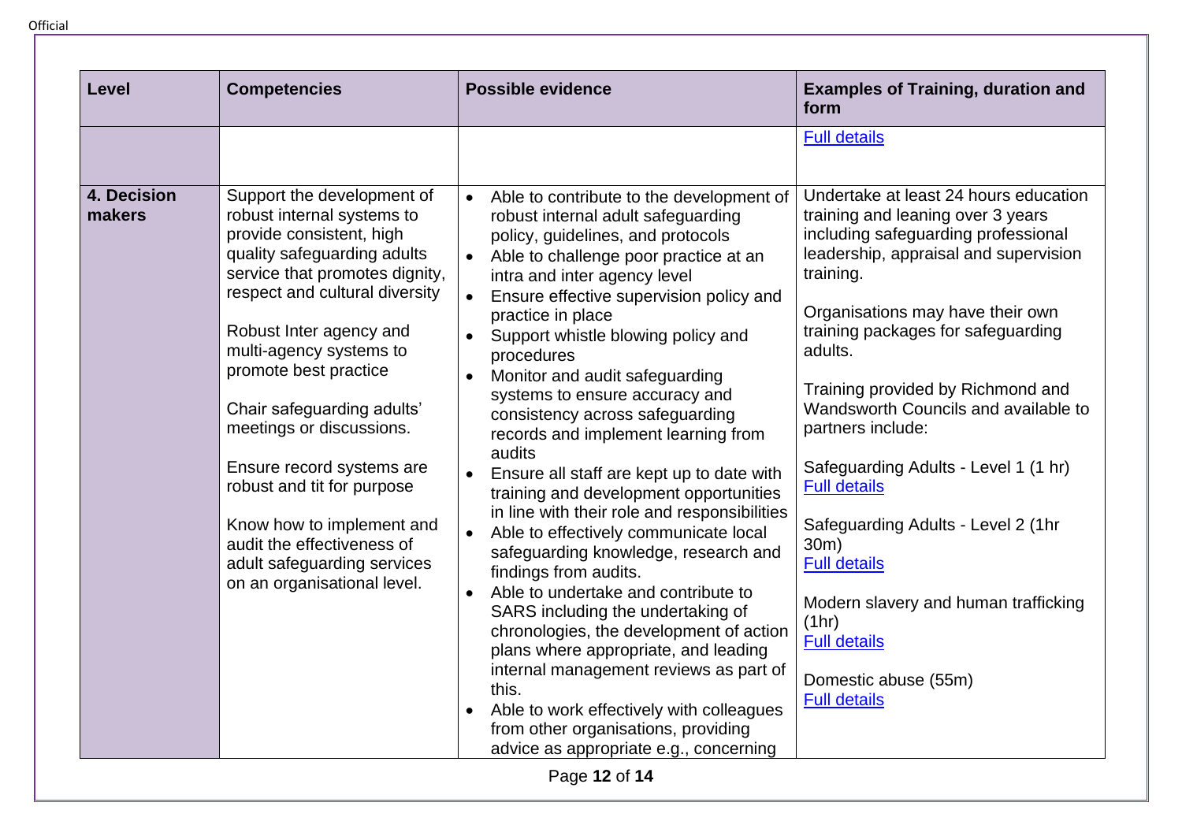| Level | Competencies | Possible evidence | Examples of Training, duration and form |
|---|---|---|---|
| | | | Full details |
| **4. Decision makers** | Support the development of robust internal systems to provide consistent, high quality safeguarding adults service that promotes dignity, respect and cultural diversity<br><br>Robust Inter agency and multi-agency systems to promote best practice<br><br>Chair safeguarding adults' meetings or discussions.<br><br>Ensure record systems are robust and tit for purpose<br><br>Know how to implement and audit the effectiveness of adult safeguarding services on an organisational level. | • Able to contribute to the development of robust internal adult safeguarding policy, guidelines, and protocols<br>• Able to challenge poor practice at an intra and inter agency level<br>• Ensure effective supervision policy and practice in place<br>• Support whistle blowing policy and procedures<br>• Monitor and audit safeguarding systems to ensure accuracy and consistency across safeguarding records and implement learning from audits<br>• Ensure all staff are kept up to date with training and development opportunities in line with their role and responsibilities<br>• Able to effectively communicate local safeguarding knowledge, research and findings from audits.<br>• Able to undertake and contribute to SARS including the undertaking of chronologies, the development of action plans where appropriate, and leading internal management reviews as part of this.<br>• Able to work effectively with colleagues from other organisations, providing advice as appropriate e.g., concerning | Undertake at least 24 hours education training and leaning over 3 years including safeguarding professional leadership, appraisal and supervision training.<br><br>Organisations may have their own training packages for safeguarding adults.<br><br>Training provided by Richmond and Wandsworth Councils and available to partners include:<br><br>Safeguarding Adults - Level 1 (1 hr)<br>Full details<br><br>Safeguarding Adults - Level 2 (1hr 30m)<br>Full details<br><br>Modern slavery and human trafficking (1hr)<br>Full details<br><br>Domestic abuse (55m)<br>Full details |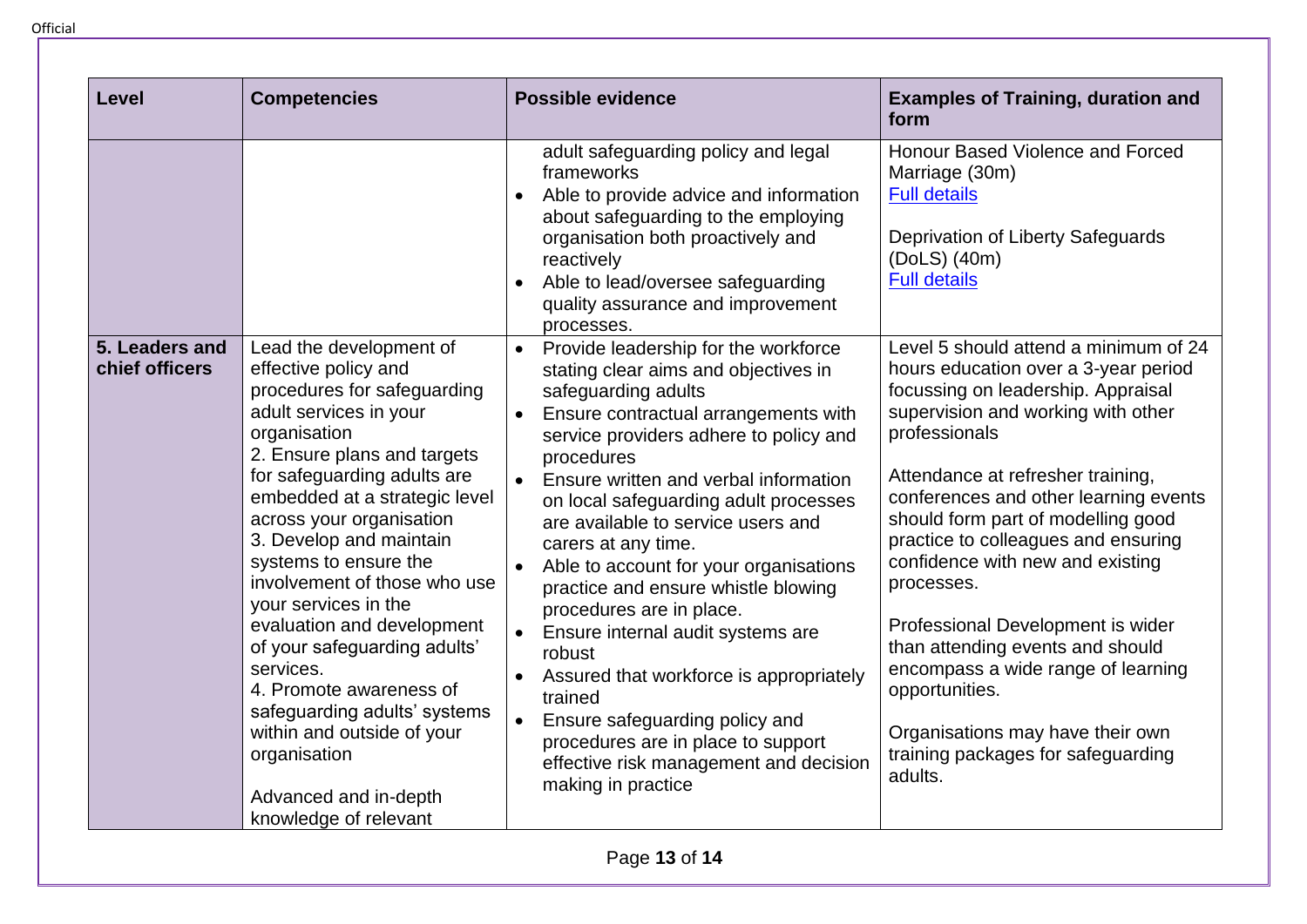| Level | Competencies | Possible evidence | Examples of Training, duration and form |
|---|---|---|---|
| | | adult safeguarding policy and legal frameworks<br>• Able to provide advice and information about safeguarding to the employing organisation both proactively and reactively<br>• Able to lead/oversee safeguarding quality assurance and improvement processes. | Honour Based Violence and Forced Marriage (30m)<br>[Full details]<br><br>Deprivation of Liberty Safeguards (DoLS) (40m)<br>[Full details] |
| **5. Leaders and chief officers** | Lead the development of effective policy and procedures for safeguarding adult services in your organisation<br>2. Ensure plans and targets for safeguarding adults are embedded at a strategic level across your organisation<br>3. Develop and maintain systems to ensure the involvement of those who use your services in the evaluation and development of your safeguarding adults' services.<br>4. Promote awareness of safeguarding adults' systems within and outside of your organisation<br><br>Advanced and in-depth knowledge of relevant | • Provide leadership for the workforce stating clear aims and objectives in safeguarding adults<br>• Ensure contractual arrangements with service providers adhere to policy and procedures<br>• Ensure written and verbal information on local safeguarding adult processes are available to service users and carers at any time.<br>• Able to account for your organisations practice and ensure whistle blowing procedures are in place.<br>• Ensure internal audit systems are robust<br>• Assured that workforce is appropriately trained<br>• Ensure safeguarding policy and procedures are in place to support effective risk management and decision making in practice | Level 5 should attend a minimum of 24 hours education over a 3-year period focussing on leadership. Appraisal supervision and working with other professionals<br><br>Attendance at refresher training, conferences and other learning events should form part of modelling good practice to colleagues and ensuring confidence with new and existing processes.<br><br>Professional Development is wider than attending events and should encompass a wide range of learning opportunities.<br><br>Organisations may have their own training packages for safeguarding adults. |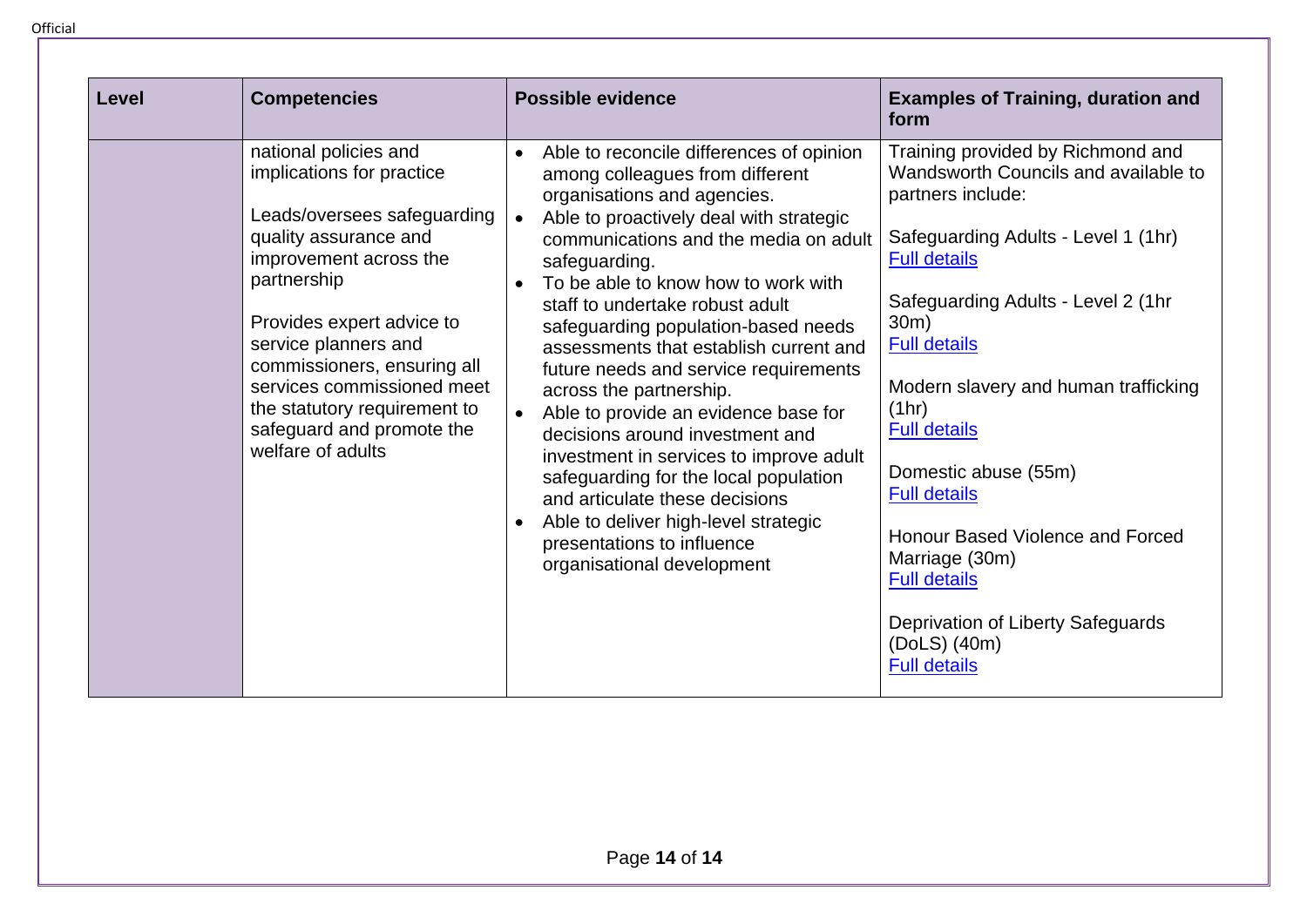| Level | Competencies | Possible evidence | Examples of Training, duration and form |
|---|---|---|---|
| | national policies and implications for practice<br><br>Leads/oversees safeguarding quality assurance and improvement across the partnership<br><br>Provides expert advice to service planners and commissioners, ensuring all services commissioned meet the statutory requirement to safeguard and promote the welfare of adults | • Able to reconcile differences of opinion among colleagues from different organisations and agencies.<br>• Able to proactively deal with strategic communications and the media on adult safeguarding.<br>• To be able to know how to work with staff to undertake robust adult safeguarding population-based needs assessments that establish current and future needs and service requirements across the partnership.<br>• Able to provide an evidence base for decisions around investment and investment in services to improve adult safeguarding for the local population and articulate these decisions<br>• Able to deliver high-level strategic presentations to influence organisational development | Training provided by Richmond and Wandsworth Councils and available to partners include:<br><br>Safeguarding Adults - Level 1 (1hr)<br>Full details<br><br>Safeguarding Adults - Level 2 (1hr 30m)<br>Full details<br><br>Modern slavery and human trafficking (1hr)<br>Full details<br><br>Domestic abuse (55m)<br>Full details<br><br>Honour Based Violence and Forced Marriage (30m)<br>Full details<br><br>Deprivation of Liberty Safeguards (DoLS) (40m)<br>Full details |